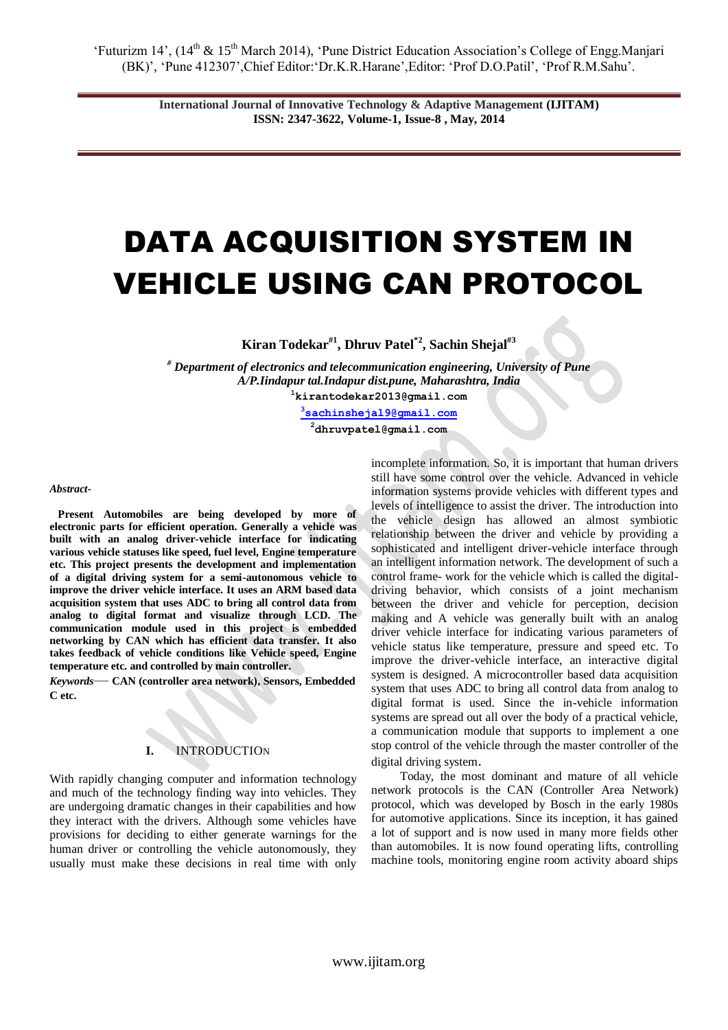# DATA ACQUISITION SYSTEM IN VEHICLE USING CAN PROTOCOL

**Kiran Todekar[#1], Dhruv Patel[*2], Sachin Shejal[#3]**

*[#] Department of electronics and telecommunication engineering, University of Pune A/P.Iindapur tal.Indapur dist.pune, Maharashtra, India*

[1]kirantodekar2013@gmail.com

[3]sachinshejal9@gmail.com

[2]dhruvpatel@gmail.com

***Abstract-***

**Present Automobiles are being developed by more of electronic parts for efficient operation. Generally a vehicle was built with an analog driver-vehicle interface for indicating various vehicle statuses like speed, fuel level, Engine temperature etc. This project presents the development and implementation of a digital driving system for a semi-autonomous vehicle to improve the driver vehicle interface. It uses an ARM based data acquisition system that uses ADC to bring all control data from analog to digital format and visualize through LCD. The communication module used in this project is embedded networking by CAN which has efficient data transfer. It also takes feedback of vehicle conditions like Vehicle speed, Engine temperature etc. and controlled by main controller.**

***Keywords*— CAN (controller area network), Sensors, Embedded C etc.**

## I. INTRODUCTION

With rapidly changing computer and information technology and much of the technology finding way into vehicles. They are undergoing dramatic changes in their capabilities and how they interact with the drivers. Although some vehicles have provisions for deciding to either generate warnings for the human driver or controlling the vehicle autonomously, they usually must make these decisions in real time with only incomplete information. So, it is important that human drivers still have some control over the vehicle. Advanced in vehicle information systems provide vehicles with different types and levels of intelligence to assist the driver. The introduction into the vehicle design has allowed an almost symbiotic relationship between the driver and vehicle by providing a sophisticated and intelligent driver-vehicle interface through an intelligent information network. The development of such a control frame- work for the vehicle which is called the digital-driving behavior, which consists of a joint mechanism between the driver and vehicle for perception, decision making and A vehicle was generally built with an analog driver vehicle interface for indicating various parameters of vehicle status like temperature, pressure and speed etc. To improve the driver-vehicle interface, an interactive digital system is designed. A microcontroller based data acquisition system that uses ADC to bring all control data from analog to digital format is used. Since the in-vehicle information systems are spread out all over the body of a practical vehicle, a communication module that supports to implement a one stop control of the vehicle through the master controller of the digital driving system.

Today, the most dominant and mature of all vehicle network protocols is the CAN (Controller Area Network) protocol, which was developed by Bosch in the early 1980s for automotive applications. Since its inception, it has gained a lot of support and is now used in many more fields other than automobiles. It is now found operating lifts, controlling machine tools, monitoring engine room activity aboard ships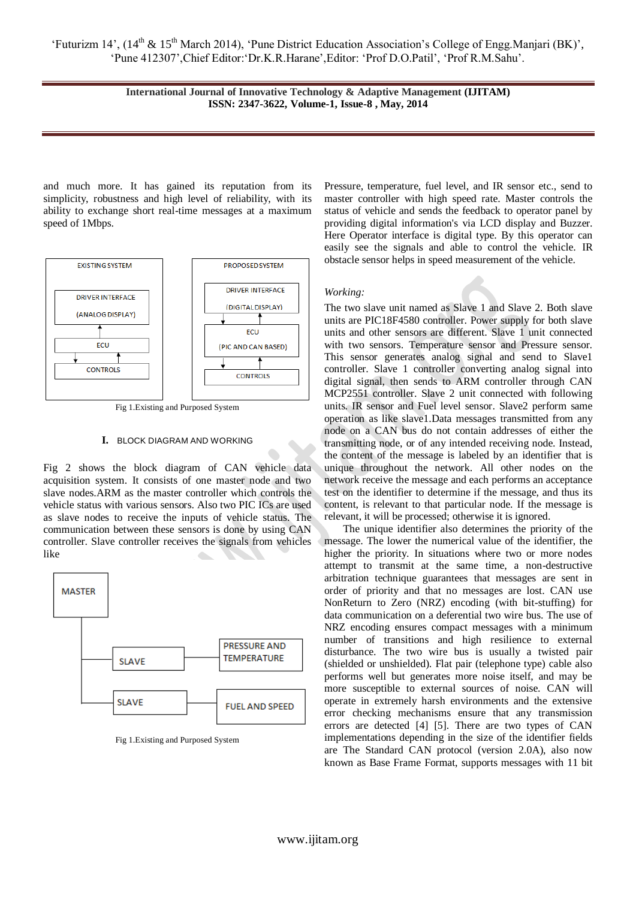and much more. It has gained its reputation from its simplicity, robustness and high level of reliability, with its ability to exchange short real-time messages at a maximum speed of 1Mbps.

EXISTING SYSTEM

DRIVER INTERFACE (ANALOG DISPLAY)

ECU

CONTROLS

PROPOSED SYSTEM

DRIVER INTERFACE (DIGITAL DISPLAY)

ECU (PIC AND CAN BASED)

CONTROLS

Fig 1.Existing and Purposed System

## I. BLOCK DIAGRAM AND WORKING

Fig 2 shows the block diagram of CAN vehicle data acquisition system. It consists of one master node and two slave nodes.ARM as the master controller which controls the vehicle status with various sensors. Also two PIC ICs are used as slave nodes to receive the inputs of vehicle status. The communication between these sensors is done by using CAN controller. Slave controller receives the signals from vehicles like

MASTER

SLAVE — PRESSURE AND TEMPERATURE

SLAVE — FUEL AND SPEED

Fig 1.Existing and Purposed System

Pressure, temperature, fuel level, and IR sensor etc., send to master controller with high speed rate. Master controls the status of vehicle and sends the feedback to operator panel by providing digital information's via LCD display and Buzzer. Here Operator interface is digital type. By this operator can easily see the signals and able to control the vehicle. IR obstacle sensor helps in speed measurement of the vehicle.

*Working:*

The two slave unit named as Slave 1 and Slave 2. Both slave units are PIC18F4580 controller. Power supply for both slave units and other sensors are different. Slave 1 unit connected with two sensors. Temperature sensor and Pressure sensor. This sensor generates analog signal and send to Slave1 controller. Slave 1 controller converting analog signal into digital signal, then sends to ARM controller through CAN MCP2551 controller. Slave 2 unit connected with following units. IR sensor and Fuel level sensor. Slave2 perform same operation as like slave1.Data messages transmitted from any node on a CAN bus do not contain addresses of either the transmitting node, or of any intended receiving node. Instead, the content of the message is labeled by an identifier that is unique throughout the network. All other nodes on the network receive the message and each performs an acceptance test on the identifier to determine if the message, and thus its content, is relevant to that particular node. If the message is relevant, it will be processed; otherwise it is ignored.

The unique identifier also determines the priority of the message. The lower the numerical value of the identifier, the higher the priority. In situations where two or more nodes attempt to transmit at the same time, a non-destructive arbitration technique guarantees that messages are sent in order of priority and that no messages are lost. CAN use NonReturn to Zero (NRZ) encoding (with bit-stuffing) for data communication on a deferential two wire bus. The use of NRZ encoding ensures compact messages with a minimum number of transitions and high resilience to external disturbance. The two wire bus is usually a twisted pair (shielded or unshielded). Flat pair (telephone type) cable also performs well but generates more noise itself, and may be more susceptible to external sources of noise. CAN will operate in extremely harsh environments and the extensive error checking mechanisms ensure that any transmission errors are detected [4] [5]. There are two types of CAN implementations depending in the size of the identifier fields are The Standard CAN protocol (version 2.0A), also now known as Base Frame Format, supports messages with 11 bit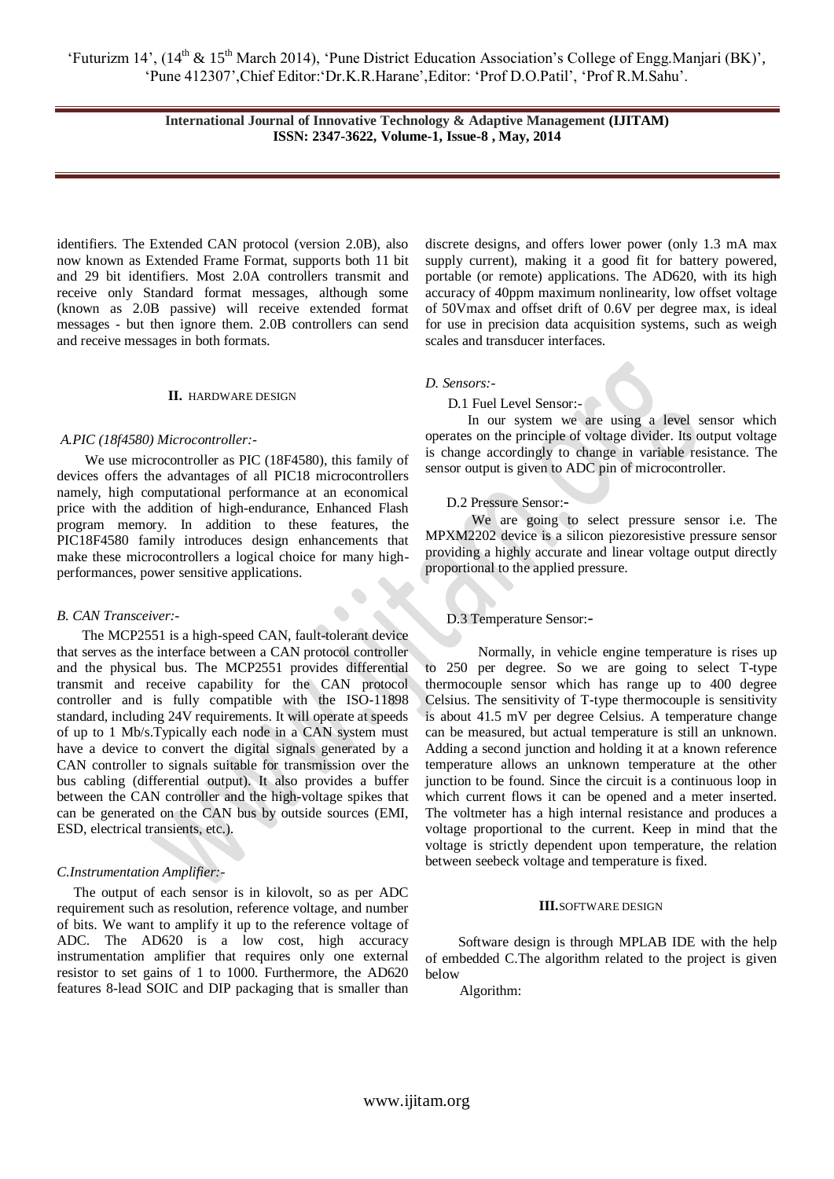identifiers. The Extended CAN protocol (version 2.0B), also now known as Extended Frame Format, supports both 11 bit and 29 bit identifiers. Most 2.0A controllers transmit and receive only Standard format messages, although some (known as 2.0B passive) will receive extended format messages - but then ignore them. 2.0B controllers can send and receive messages in both formats.

## II. HARDWARE DESIGN

### *A.PIC (18f4580) Microcontroller:-*

We use microcontroller as PIC (18F4580), this family of devices offers the advantages of all PIC18 microcontrollers namely, high computational performance at an economical price with the addition of high-endurance, Enhanced Flash program memory. In addition to these features, the PIC18F4580 family introduces design enhancements that make these microcontrollers a logical choice for many high-performances, power sensitive applications.

### *B. CAN Transceiver:-*

The MCP2551 is a high-speed CAN, fault-tolerant device that serves as the interface between a CAN protocol controller and the physical bus. The MCP2551 provides differential transmit and receive capability for the CAN protocol controller and is fully compatible with the ISO-11898 standard, including 24V requirements. It will operate at speeds of up to 1 Mb/s.Typically each node in a CAN system must have a device to convert the digital signals generated by a CAN controller to signals suitable for transmission over the bus cabling (differential output). It also provides a buffer between the CAN controller and the high-voltage spikes that can be generated on the CAN bus by outside sources (EMI, ESD, electrical transients, etc.).

### *C.Instrumentation Amplifier:-*

The output of each sensor is in kilovolt, so as per ADC requirement such as resolution, reference voltage, and number of bits. We want to amplify it up to the reference voltage of ADC. The AD620 is a low cost, high accuracy instrumentation amplifier that requires only one external resistor to set gains of 1 to 1000. Furthermore, the AD620 features 8-lead SOIC and DIP packaging that is smaller than discrete designs, and offers lower power (only 1.3 mA max supply current), making it a good fit for battery powered, portable (or remote) applications. The AD620, with its high accuracy of 40ppm maximum nonlinearity, low offset voltage of 50Vmax and offset drift of 0.6V per degree max, is ideal for use in precision data acquisition systems, such as weigh scales and transducer interfaces.

### *D. Sensors:-*

D.1 Fuel Level Sensor:-

In our system we are using a level sensor which operates on the principle of voltage divider. Its output voltage is change accordingly to change in variable resistance. The sensor output is given to ADC pin of microcontroller.

D.2 Pressure Sensor:-

We are going to select pressure sensor i.e. The MPXM2202 device is a silicon piezoresistive pressure sensor providing a highly accurate and linear voltage output directly proportional to the applied pressure.

D.3 Temperature Sensor:-

Normally, in vehicle engine temperature is rises up to 250 per degree. So we are going to select T-type thermocouple sensor which has range up to 400 degree Celsius. The sensitivity of T-type thermocouple is sensitivity is about 41.5 mV per degree Celsius. A temperature change can be measured, but actual temperature is still an unknown. Adding a second junction and holding it at a known reference temperature allows an unknown temperature at the other junction to be found. Since the circuit is a continuous loop in which current flows it can be opened and a meter inserted. The voltmeter has a high internal resistance and produces a voltage proportional to the current. Keep in mind that the voltage is strictly dependent upon temperature, the relation between seebeck voltage and temperature is fixed.

## III.SOFTWARE DESIGN

Software design is through MPLAB IDE with the help of embedded C.The algorithm related to the project is given below

Algorithm: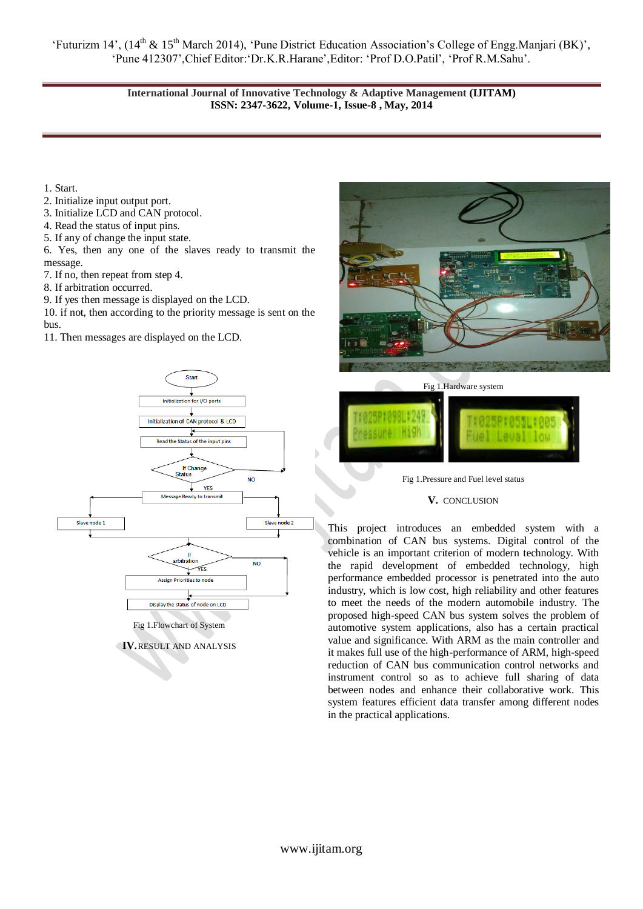1. Start.
2. Initialize input output port.
3. Initialize LCD and CAN protocol.
4. Read the status of input pins.
5. If any of change the input state.
6. Yes, then any one of the slaves ready to transmit the message.
7. If no, then repeat from step 4.
8. If arbitration occurred.
9. If yes then message is displayed on the LCD.
10. if not, then according to the priority message is sent on the bus.
11. Then messages are displayed on the LCD.

Fig 1.Flowchart of System

## IV. RESULT AND ANALYSIS

Fig 1.Hardware system

Fig 1.Pressure and Fuel level status

## V. CONCLUSION

This project introduces an embedded system with a combination of CAN bus systems. Digital control of the vehicle is an important criterion of modern technology. With the rapid development of embedded technology, high performance embedded processor is penetrated into the auto industry, which is low cost, high reliability and other features to meet the needs of the modern automobile industry. The proposed high-speed CAN bus system solves the problem of automotive system applications, also has a certain practical value and significance. With ARM as the main controller and it makes full use of the high-performance of ARM, high-speed reduction of CAN bus communication control networks and instrument control so as to achieve full sharing of data between nodes and enhance their collaborative work. This system features efficient data transfer among different nodes in the practical applications.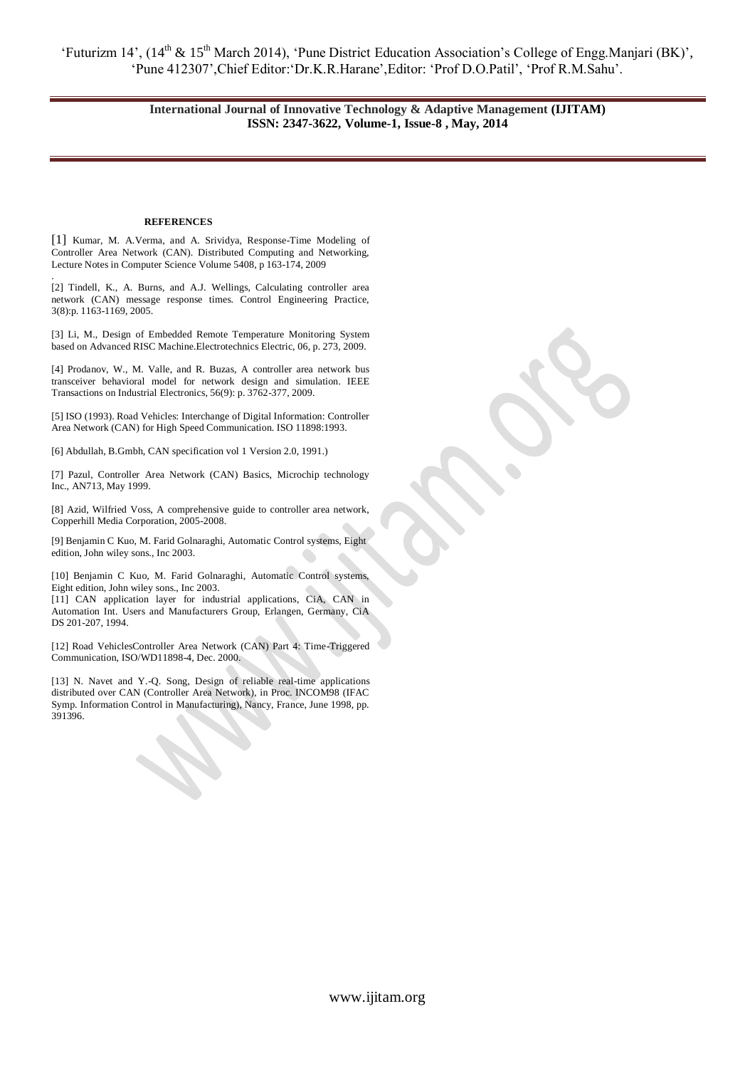#### REFERENCES

[1] Kumar, M. A.Verma, and A. Srividya, Response-Time Modeling of Controller Area Network (CAN). Distributed Computing and Networking, Lecture Notes in Computer Science Volume 5408, p 163-174, 2009

[2] Tindell, K., A. Burns, and A.J. Wellings, Calculating controller area network (CAN) message response times. Control Engineering Practice, 3(8):p. 1163-1169, 2005.

[3] Li, M., Design of Embedded Remote Temperature Monitoring System based on Advanced RISC Machine.Electrotechnics Electric, 06, p. 273, 2009.

[4] Prodanov, W., M. Valle, and R. Buzas, A controller area network bus transceiver behavioral model for network design and simulation. IEEE Transactions on Industrial Electronics, 56(9): p. 3762-377, 2009.

[5] ISO (1993). Road Vehicles: Interchange of Digital Information: Controller Area Network (CAN) for High Speed Communication. ISO 11898:1993.

[6] Abdullah, B.Gmbh, CAN specification vol 1 Version 2.0, 1991.)

[7] Pazul, Controller Area Network (CAN) Basics, Microchip technology Inc., AN713, May 1999.

[8] Azid, Wilfried Voss, A comprehensive guide to controller area network, Copperhill Media Corporation, 2005-2008.

[9] Benjamin C Kuo, M. Farid Golnaraghi, Automatic Control systems, Eight edition, John wiley sons., Inc 2003.

[10] Benjamin C Kuo, M. Farid Golnaraghi, Automatic Control systems, Eight edition, John wiley sons., Inc 2003.

[11] CAN application layer for industrial applications, CiA, CAN in Automation Int. Users and Manufacturers Group, Erlangen, Germany, CiA DS 201-207, 1994.

[12] Road VehiclesController Area Network (CAN) Part 4: Time-Triggered Communication, ISO/WD11898-4, Dec. 2000.

[13] N. Navet and Y.-Q. Song, Design of reliable real-time applications distributed over CAN (Controller Area Network), in Proc. INCOM98 (IFAC Symp. Information Control in Manufacturing), Nancy, France, June 1998, pp. 391396.